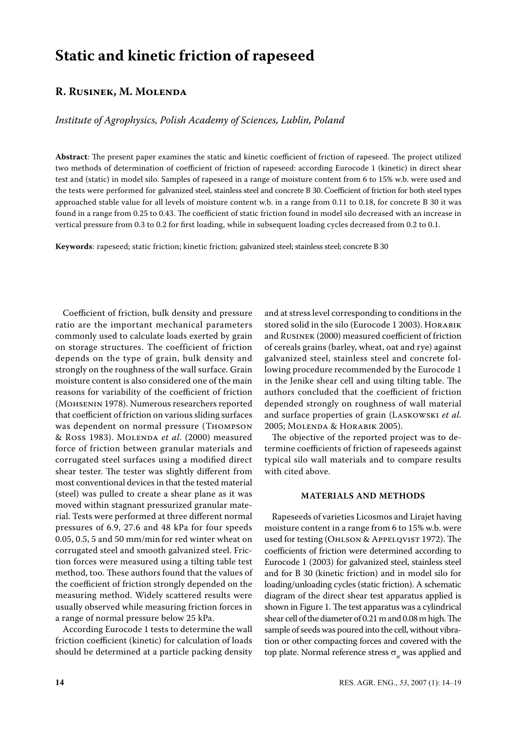# Static and kinetic friction of rapeseed

## R. Rusinek, M. Molenda

*Institute of Agrophysics, Polish Academy of Sciences, Lublin, Poland*

**Abstract**: The present paper examines the static and kinetic coefficient of friction of rapeseed. The project utilized two methods of determination of coefficient of friction of rapeseed: according Eurocode 1 (kinetic) in direct shear test and (static) in model silo. Samples of rapeseed in a range of moisture content from 6 to 15% w.b. were used and the tests were performed for galvanized steel, stainless steel and concrete B 30. Coefficient of friction for both steel types approached stable value for all levels of moisture content w.b. in a range from 0.11 to 0.18, for concrete B 30 it was found in a range from 0.25 to 0.43. The coefficient of static friction found in model silo decreased with an increase in vertical pressure from 0.3 to 0.2 for first loading, while in subsequent loading cycles decreased from 0.2 to 0.1.

**Keywords**: rapeseed; static friction; kinetic friction; galvanized steel; stainless steel; concrete B 30

Coefficient of friction, bulk density and pressure ratio are the important mechanical parameters commonly used to calculate loads exerted by grain on storage structures. The coefficient of friction depends on the type of grain, bulk density and strongly on the roughness of the wall surface. Grain moisture content is also considered one of the main reasons for variability of the coefficient of friction (Mohsenin 1978). Numerous researchers reported that coefficient of friction on various sliding surfaces was dependent on normal pressure (Thompson & Ross 1983). Molenda *et al*. (2000) measured force of friction between granular materials and corrugated steel surfaces using a modified direct shear tester. The tester was slightly different from most conventional devices in that the tested material (steel) was pulled to create a shear plane as it was moved within stagnant pressurized granular material. Tests were performed at three different normal pressures of 6.9, 27.6 and 48 kPa for four speeds 0.05, 0.5, 5 and 50 mm/min for red winter wheat on corrugated steel and smooth galvanized steel. Friction forces were measured using a tilting table test method, too. These authors found that the values of the coefficient of friction strongly depended on the measuring method. Widely scattered results were usually observed while measuring friction forces in a range of normal pressure below 25 kPa.

According Eurocode 1 tests to determine the wall friction coefficient (kinetic) for calculation of loads should be determined at a particle packing density and at stress level corresponding to conditions in the stored solid in the silo (Eurocode 1 2003). Horabik and Rusinek (2000) measured coefficient of friction of cereals grains (barley, wheat, oat and rye) against galvanized steel, stainless steel and concrete following procedure recommended by the Eurocode 1 in the Jenike shear cell and using tilting table. The authors concluded that the coefficient of friction depended strongly on roughness of wall material and surface properties of grain (Laskowski *et al.* 2005; Molenda & Horabik 2005).

The objective of the reported project was to determine coefficients of friction of rapeseeds against typical silo wall materials and to compare results with cited above.

## MATERIALS AND METHODS

Rapeseeds of varieties Licosmos and Lirajet having moisture content in a range from 6 to 15% w.b. were used for testing (Ohlson & Appelqvist 1972). The coefficients of friction were determined according to Eurocode 1 (2003) for galvanized steel, stainless steel and for B 30 (kinetic friction) and in model silo for loading/unloading cycles (static friction). A schematic diagram of the direct shear test apparatus applied is shown in Figure 1. The test apparatus was a cylindrical shear cell of the diameter of 0.21 m and 0.08 m high. The sample of seeds was poured into the cell, without vibration or other compacting forces and covered with the top plate. Normal reference stress $\sigma_n$ was applied and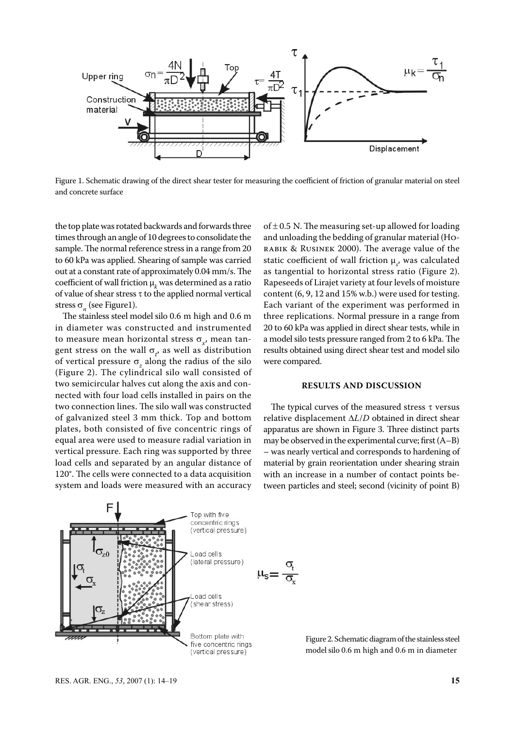Figure 1. Schematic drawing of the direct shear tester for measuring the coefficient of friction of granular material on steel and concrete surface

the top plate was rotated backwards and forwards three times through an angle of 10 degrees to consolidate the sample. The normal reference stress in a range from 20 to 60 kPa was applied. Shearing of sample was carried out at a constant rate of approximately 0.04 mm/s. The coefficient of wall friction $\mu_k$ was determined as a ratio of value of shear stress $\tau$ to the applied normal vertical stress $\sigma_n$ (see Figure1).

The stainless steel model silo 0.6 m high and 0.6 m in diameter was constructed and instrumented to measure mean horizontal stress $\sigma_x$, mean tangent stress on the wall $\sigma_t$, as well as distribution of vertical pressure $\sigma_z$ along the radius of the silo (Figure 2). The cylindrical silo wall consisted of two semicircular halves cut along the axis and connected with four load cells installed in pairs on the two connection lines. The silo wall was constructed of galvanized steel 3 mm thick. Top and bottom plates, both consisted of five concentric rings of equal area were used to measure radial variation in vertical pressure. Each ring was supported by three load cells and separated by an angular distance of 120°. The cells were connected to a data acquisition system and loads were measured with an accuracy of ± 0.5 N. The measuring set-up allowed for loading and unloading the bedding of granular material (Horabik & Rusinek 2000). The average value of the static coefficient of wall friction $\mu_s$, was calculated as tangential to horizontal stress ratio (Figure 2). Rapeseeds of Lirajet variety at four levels of moisture content (6, 9, 12 and 15% w.b.) were used for testing. Each variant of the experiment was performed in three replications. Normal pressure in a range from 20 to 60 kPa was applied in direct shear tests, while in a model silo tests pressure ranged from 2 to 6 kPa. The results obtained using direct shear test and model silo were compared.

## RESULTS AND DISCUSSION

The typical curves of the measured stress $\tau$ versus relative displacement $\Delta L/D$ obtained in direct shear apparatus are shown in Figure 3. Three distinct parts may be observed in the experimental curve; first (A–B) – was nearly vertical and corresponds to hardening of material by grain reorientation under shearing strain with an increase in a number of contact points between particles and steel; second (vicinity of point B)

Figure 2. Schematic diagram of the stainless steel model silo 0.6 m high and 0.6 m in diameter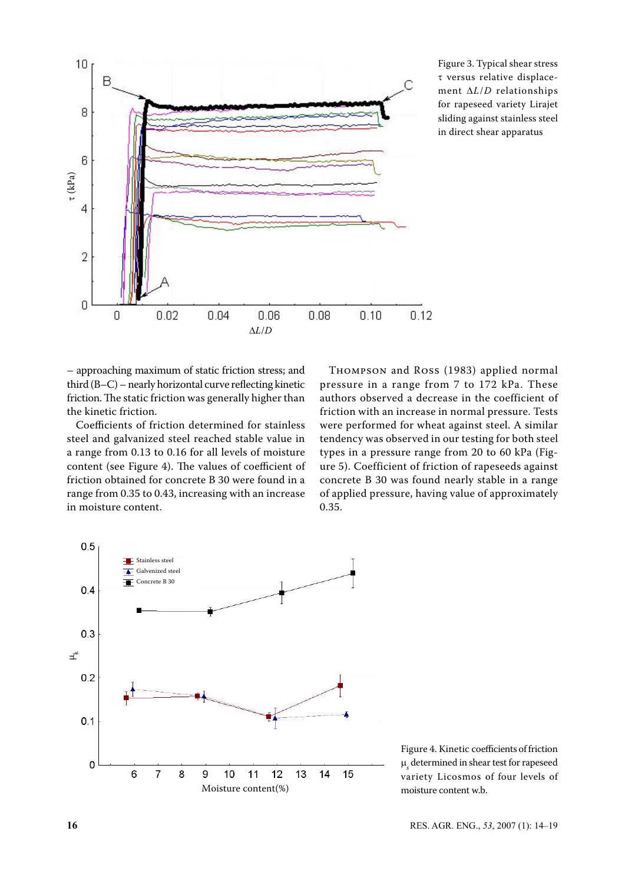Figure 3. Typical shear stress τ versus relative displacement $\Delta L/D$ relationships for rapeseed variety Lirajet sliding against stainless steel in direct shear apparatus

– approaching maximum of static friction stress; and third (B–C) – nearly horizontal curve reflecting kinetic friction. The static friction was generally higher than the kinetic friction.

Coefficients of friction determined for stainless steel and galvanized steel reached stable value in a range from 0.13 to 0.16 for all levels of moisture content (see Figure 4). The values of coefficient of friction obtained for concrete B 30 were found in a range from 0.35 to 0.43, increasing with an increase in moisture content.

Thompson and Ross (1983) applied normal pressure in a range from 7 to 172 kPa. These authors observed a decrease in the coefficient of friction with an increase in normal pressure. Tests were performed for wheat against steel. A similar tendency was observed in our testing for both steel types in a pressure range from 20 to 60 kPa (Figure 5). Coefficient of friction of rapeseeds against concrete B 30 was found nearly stable in a range of applied pressure, having value of approximately 0.35.

Figure 4. Kinetic coefficients of friction $\mu_s$ determined in shear test for rapeseed variety Licosmos of four levels of moisture content w.b.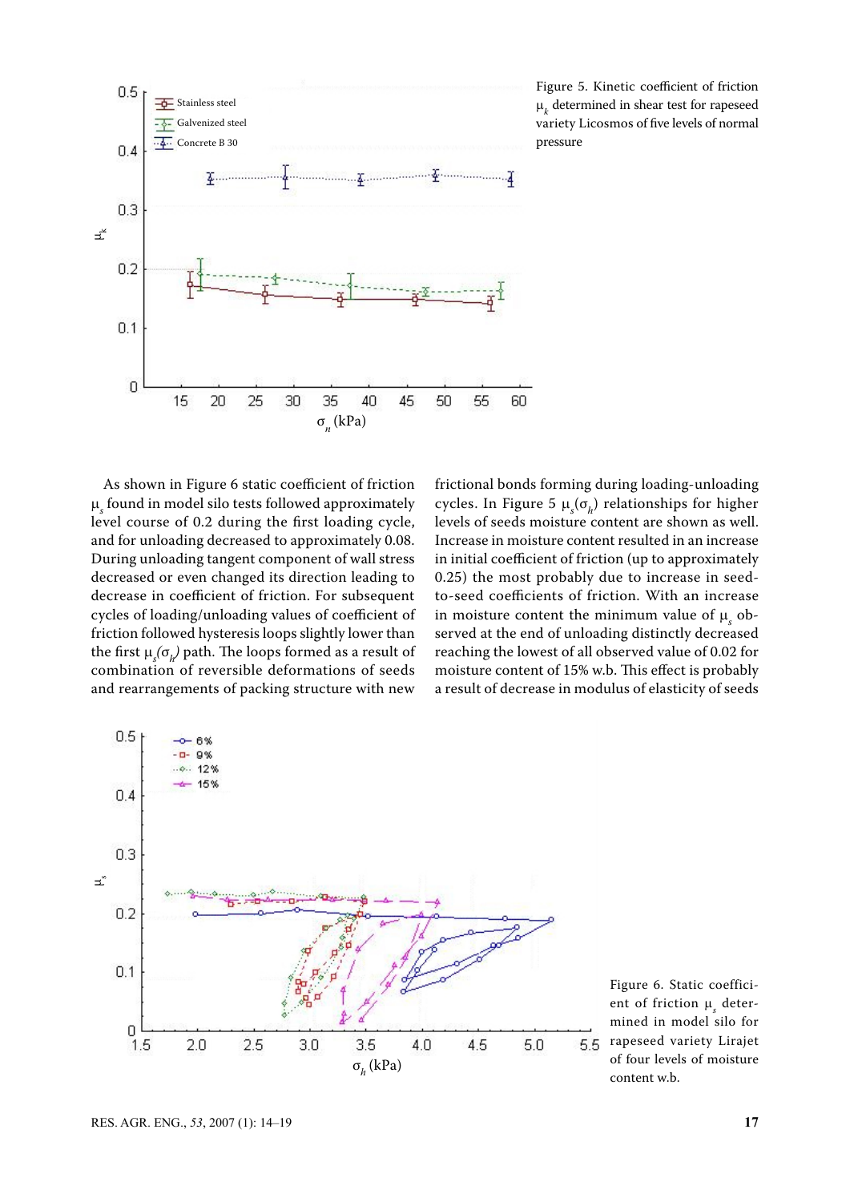Figure 5. Kinetic coefficient of friction $\mu_k$ determined in shear test for rapeseed variety Licosmos of five levels of normal pressure

As shown in Figure 6 static coefficient of friction $\mu_s$ found in model silo tests followed approximately level course of 0.2 during the first loading cycle, and for unloading decreased to approximately 0.08. During unloading tangent component of wall stress decreased or even changed its direction leading to decrease in coefficient of friction. For subsequent cycles of loading/unloading values of coefficient of friction followed hysteresis loops slightly lower than the first $\mu_s(\sigma_h)$ path. The loops formed as a result of combination of reversible deformations of seeds and rearrangements of packing structure with new frictional bonds forming during loading-unloading cycles. In Figure 5 $\mu_s(\sigma_h)$ relationships for higher levels of seeds moisture content are shown as well. Increase in moisture content resulted in an increase in initial coefficient of friction (up to approximately 0.25) the most probably due to increase in seed-to-seed coefficients of friction. With an increase in moisture content the minimum value of $\mu_s$ observed at the end of unloading distinctly decreased reaching the lowest of all observed value of 0.02 for moisture content of 15% w.b. This effect is probably a result of decrease in modulus of elasticity of seeds

Figure 6. Static coefficient of friction $\mu_s$ determined in model silo for rapeseed variety Lirajet of four levels of moisture content w.b.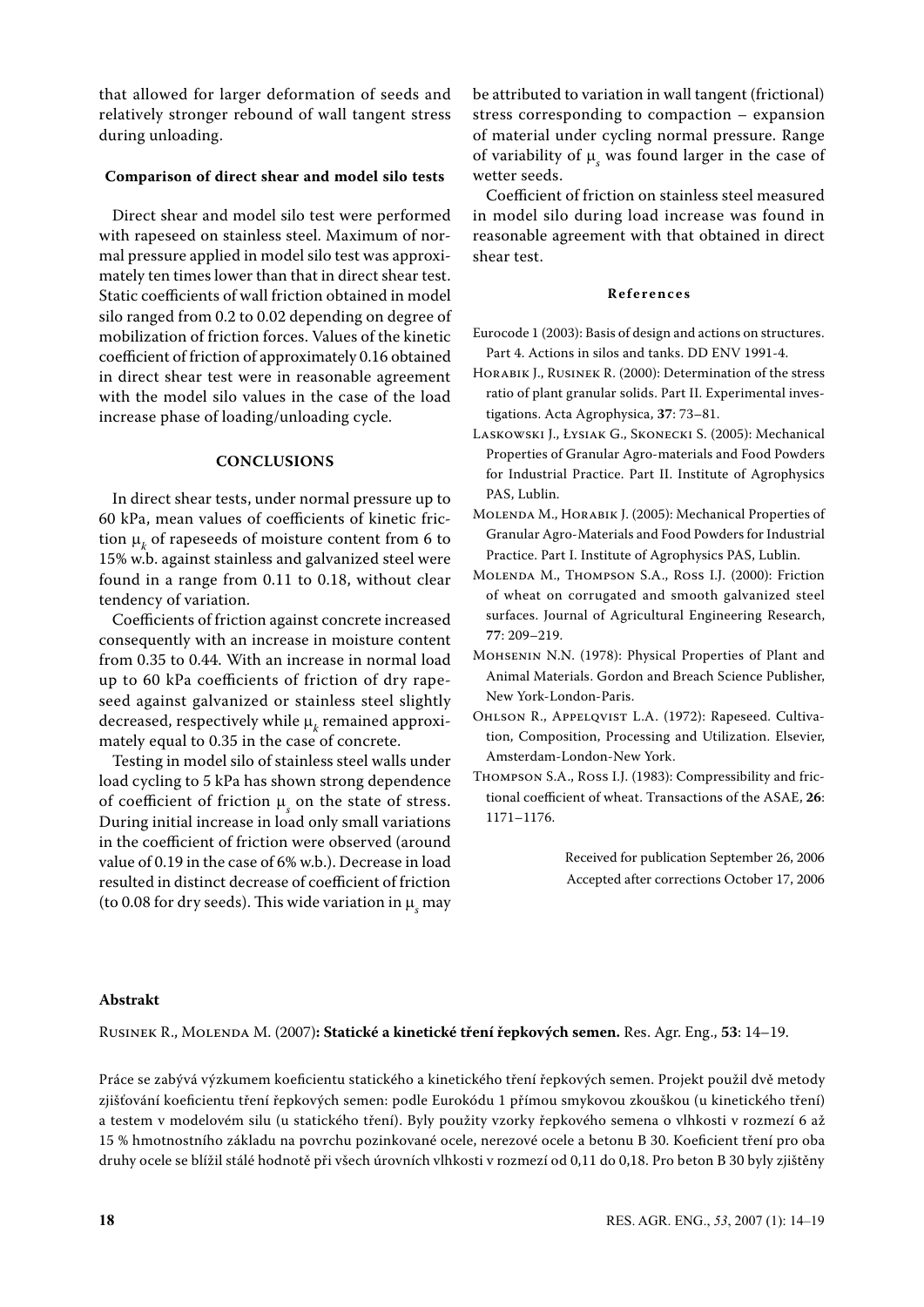that allowed for larger deformation of seeds and relatively stronger rebound of wall tangent stress during unloading.

### Comparison of direct shear and model silo tests

Direct shear and model silo test were performed with rapeseed on stainless steel. Maximum of normal pressure applied in model silo test was approximately ten times lower than that in direct shear test. Static coefficients of wall friction obtained in model silo ranged from 0.2 to 0.02 depending on degree of mobilization of friction forces. Values of the kinetic coefficient of friction of approximately 0.16 obtained in direct shear test were in reasonable agreement with the model silo values in the case of the load increase phase of loading/unloading cycle.

## CONCLUSIONS

In direct shear tests, under normal pressure up to 60 kPa, mean values of coefficients of kinetic friction $\mu_k$ of rapeseeds of moisture content from 6 to 15% w.b. against stainless and galvanized steel were found in a range from 0.11 to 0.18, without clear tendency of variation.

Coefficients of friction against concrete increased consequently with an increase in moisture content from 0.35 to 0.44. With an increase in normal load up to 60 kPa coefficients of friction of dry rapeseed against galvanized or stainless steel slightly decreased, respectively while $\mu_k$ remained approximately equal to 0.35 in the case of concrete.

Testing in model silo of stainless steel walls under load cycling to 5 kPa has shown strong dependence of coefficient of friction $\mu_s$ on the state of stress. During initial increase in load only small variations in the coefficient of friction were observed (around value of 0.19 in the case of 6% w.b.). Decrease in load resulted in distinct decrease of coefficient of friction (to 0.08 for dry seeds). This wide variation in $\mu_s$ may be attributed to variation in wall tangent (frictional) stress corresponding to compaction – expansion of material under cycling normal pressure. Range of variability of $\mu_s$ was found larger in the case of wetter seeds.

Coefficient of friction on stainless steel measured in model silo during load increase was found in reasonable agreement with that obtained in direct shear test.

## References

Eurocode 1 (2003): Basis of design and actions on structures. Part 4. Actions in silos and tanks. DD ENV 1991-4.

Horabik J., Rusinek R. (2000): Determination of the stress ratio of plant granular solids. Part II. Experimental investigations. Acta Agrophysica, **37**: 73–81.

Laskowski J., Łysiak G., Skonecki S. (2005): Mechanical Properties of Granular Agro-materials and Food Powders for Industrial Practice. Part II. Institute of Agrophysics PAS, Lublin.

Molenda M., Horabik J. (2005): Mechanical Properties of Granular Agro-Materials and Food Powders for Industrial Practice. Part I. Institute of Agrophysics PAS, Lublin.

Molenda M., Thompson S.A., Ross I.J. (2000): Friction of wheat on corrugated and smooth galvanized steel surfaces. Journal of Agricultural Engineering Research, **77**: 209–219.

Mohsenin N.N. (1978): Physical Properties of Plant and Animal Materials. Gordon and Breach Science Publisher, New York-London-Paris.

Ohlson R., Appelqvist L.A. (1972): Rapeseed. Cultivation, Composition, Processing and Utilization. Elsevier, Amsterdam-London-New York.

Thompson S.A., Ross I.J. (1983): Compressibility and frictional coefficient of wheat. Transactions of the ASAE, **26**: 1171–1176.

Received for publication September 26, 2006
Accepted after corrections October 17, 2006

### Abstrakt

Rusinek R., Molenda M. (2007)**: Statické a kinetické tření řepkových semen.** Res. Agr. Eng., **53**: 14–19.

Práce se zabývá výzkumem koeficientu statického a kinetického tření řepkových semen. Projekt použil dvě metody zjišťování koeficientu tření řepkových semen: podle Eurokódu 1 přímou smykovou zkouškou (u kinetického tření) a testem v modelovém silu (u statického tření). Byly použity vzorky řepkového semena o vlhkosti v rozmezí 6 až 15 % hmotnostního základu na povrchu pozinkované ocele, nerezové ocele a betonu B 30. Koeficient tření pro oba druhy ocele se blížil stálé hodnotě při všech úrovních vlhkosti v rozmezí od 0,11 do 0,18. Pro beton B 30 byly zjištěny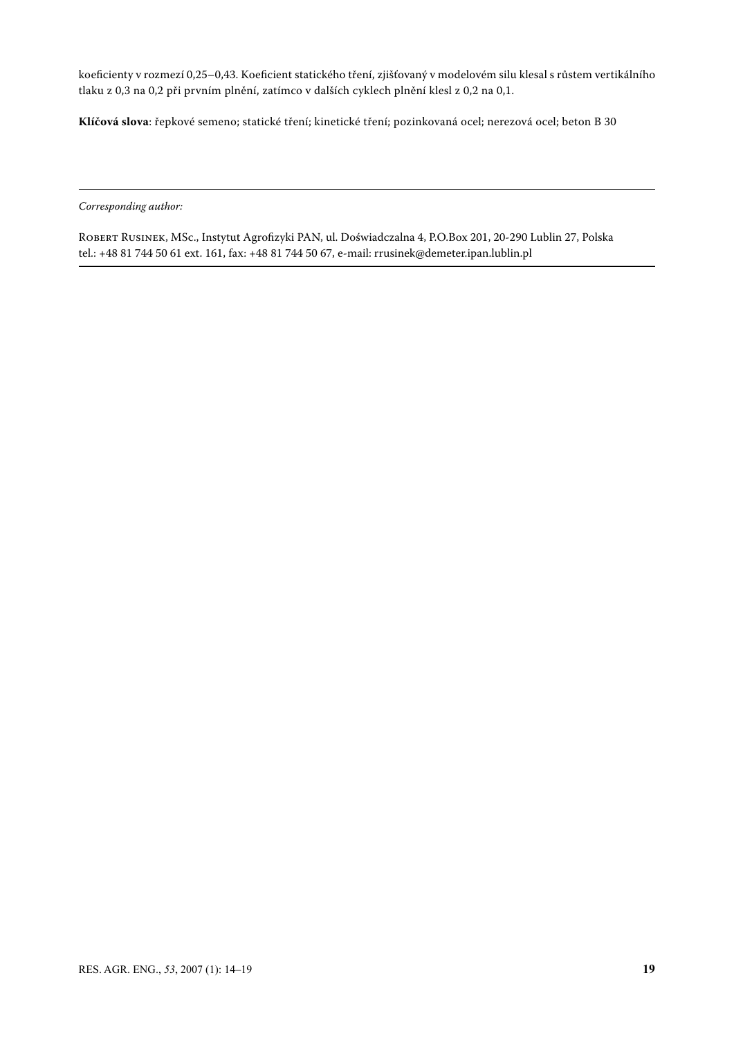koeficienty v rozmezí 0,25–0,43. Koeficient statického tření, zjišťovaný v modelovém silu klesal s růstem vertikálního tlaku z 0,3 na 0,2 při prvním plnění, zatímco v dalších cyklech plnění klesl z 0,2 na 0,1.

**Klíčová slova**: řepkové semeno; statické tření; kinetické tření; pozinkovaná ocel; nerezová ocel; beton B 30

---

*Corresponding author:*

Robert Rusinek, MSc., Instytut Agrofizyki PAN, ul. Doświadczalna 4, P.O.Box 201, 20-290 Lublin 27, Polska
tel.: +48 81 744 50 61 ext. 161, fax: +48 81 744 50 67, e-mail: rrusinek@demeter.ipan.lublin.pl